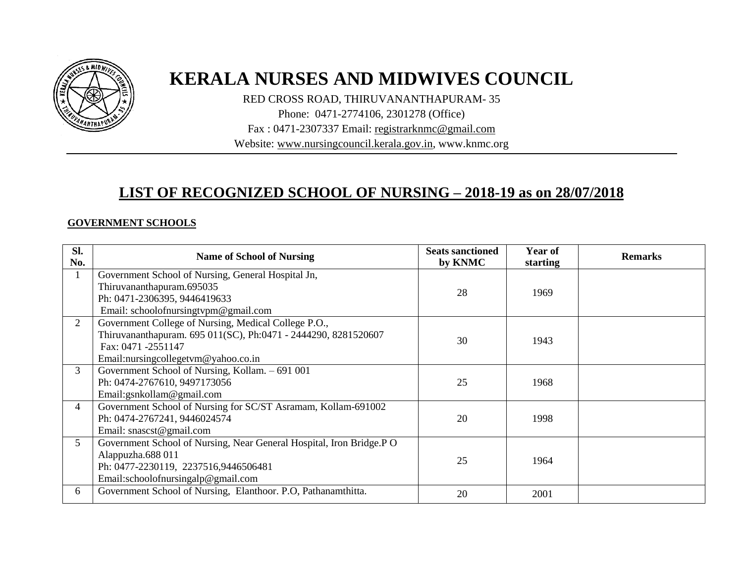# KERALA NURSES AND MIDWIVES COUNCIL

RED CROSS ROAD, THIRUVANANTHAPURAM- 35
Phone: 0471-2774106, 2301278 (Office)
Fax : 0471-2307337 Email: registrarknmc@gmail.com
Website: www.nursingcouncil.kerala.gov.in, www.knmc.org

## LIST OF RECOGNIZED SCHOOL OF NURSING – 2018-19 as on 28/07/2018

### GOVERNMENT SCHOOLS

| Sl. No. | Name of School of Nursing | Seats sanctioned by KNMC | Year of starting | Remarks |
|---|---|---|---|---|
| 1 | Government School of Nursing, General Hospital Jn, Thiruvananthapuram.695035 Ph: 0471-2306395, 9446419633 Email: schoolofnursingtvpm@gmail.com | 28 | 1969 | |
| 2 | Government College of Nursing, Medical College P.O., Thiruvananthapuram. 695 011(SC), Ph:0471 - 2444290, 8281520607 Fax: 0471 -2551147 Email:nursingcollegetvm@yahoo.co.in | 30 | 1943 | |
| 3 | Government School of Nursing, Kollam. – 691 001 Ph: 0474-2767610, 9497173056 Email:gsnkollam@gmail.com | 25 | 1968 | |
| 4 | Government School of Nursing for SC/ST Asramam, Kollam-691002 Ph: 0474-2767241, 9446024574 Email: snascst@gmail.com | 20 | 1998 | |
| 5 | Government School of Nursing, Near General Hospital, Iron Bridge.P O Alappuzha.688 011 Ph: 0477-2230119, 2237516,9446506481 Email:schoolofnursingalp@gmail.com | 25 | 1964 | |
| 6 | Government School of Nursing, Elanthoor. P.O, Pathanamthitta. | 20 | 2001 | |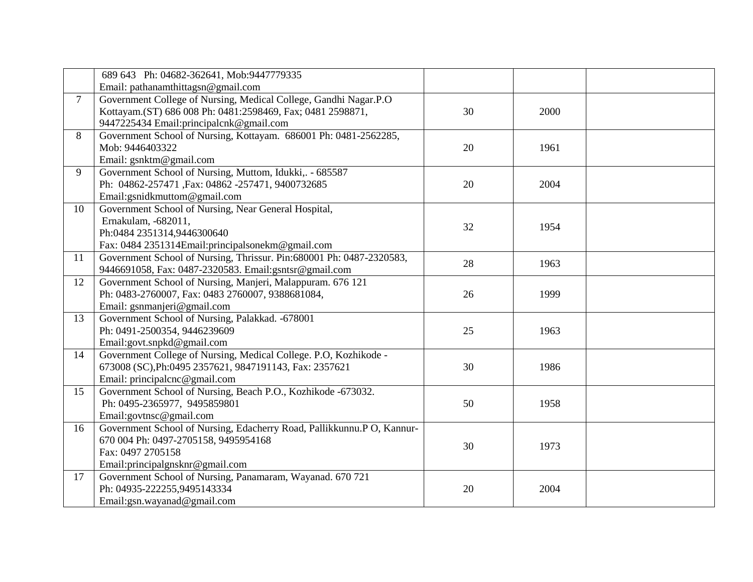| | | | | |
|---|---|---|---|---|
| | 689 643 Ph: 04682-362641, Mob:9447779335 Email: pathanamthittagsn@gmail.com | | | |
| 7 | Government College of Nursing, Medical College, Gandhi Nagar.P.O Kottayam.(ST) 686 008 Ph: 0481:2598469, Fax; 0481 2598871, 9447225434 Email:principalcnk@gmail.com | 30 | 2000 | |
| 8 | Government School of Nursing, Kottayam. 686001 Ph: 0481-2562285, Mob: 9446403322 Email: gsnktm@gmail.com | 20 | 1961 | |
| 9 | Government School of Nursing, Muttom, Idukki,. - 685587 Ph: 04862-257471 ,Fax: 04862 -257471, 9400732685 Email:gsnidkmuttom@gmail.com | 20 | 2004 | |
| 10 | Government School of Nursing, Near General Hospital, Ernakulam, -682011, Ph:0484 2351314,9446300640 Fax: 0484 2351314Email:principalsonekm@gmail.com | 32 | 1954 | |
| 11 | Government School of Nursing, Thrissur. Pin:680001 Ph: 0487-2320583, 9446691058, Fax: 0487-2320583. Email:gsntsr@gmail.com | 28 | 1963 | |
| 12 | Government School of Nursing, Manjeri, Malappuram. 676 121 Ph: 0483-2760007, Fax: 0483 2760007, 9388681084, Email: gsnmanjeri@gmail.com | 26 | 1999 | |
| 13 | Government School of Nursing, Palakkad. -678001 Ph: 0491-2500354, 9446239609 Email:govt.snpkd@gmail.com | 25 | 1963 | |
| 14 | Government College of Nursing, Medical College. P.O, Kozhikode - 673008 (SC),Ph:0495 2357621, 9847191143, Fax: 2357621 Email: principalcnc@gmail.com | 30 | 1986 | |
| 15 | Government School of Nursing, Beach P.O., Kozhikode -673032. Ph: 0495-2365977, 9495859801 Email:govtnsc@gmail.com | 50 | 1958 | |
| 16 | Government School of Nursing, Edacherry Road, Pallikkunnu.P O, Kannur- 670 004 Ph: 0497-2705158, 9495954168 Fax: 0497 2705158 Email:principalgnsknr@gmail.com | 30 | 1973 | |
| 17 | Government School of Nursing, Panamaram, Wayanad. 670 721 Ph: 04935-222255,9495143334 Email:gsn.wayanad@gmail.com | 20 | 2004 | |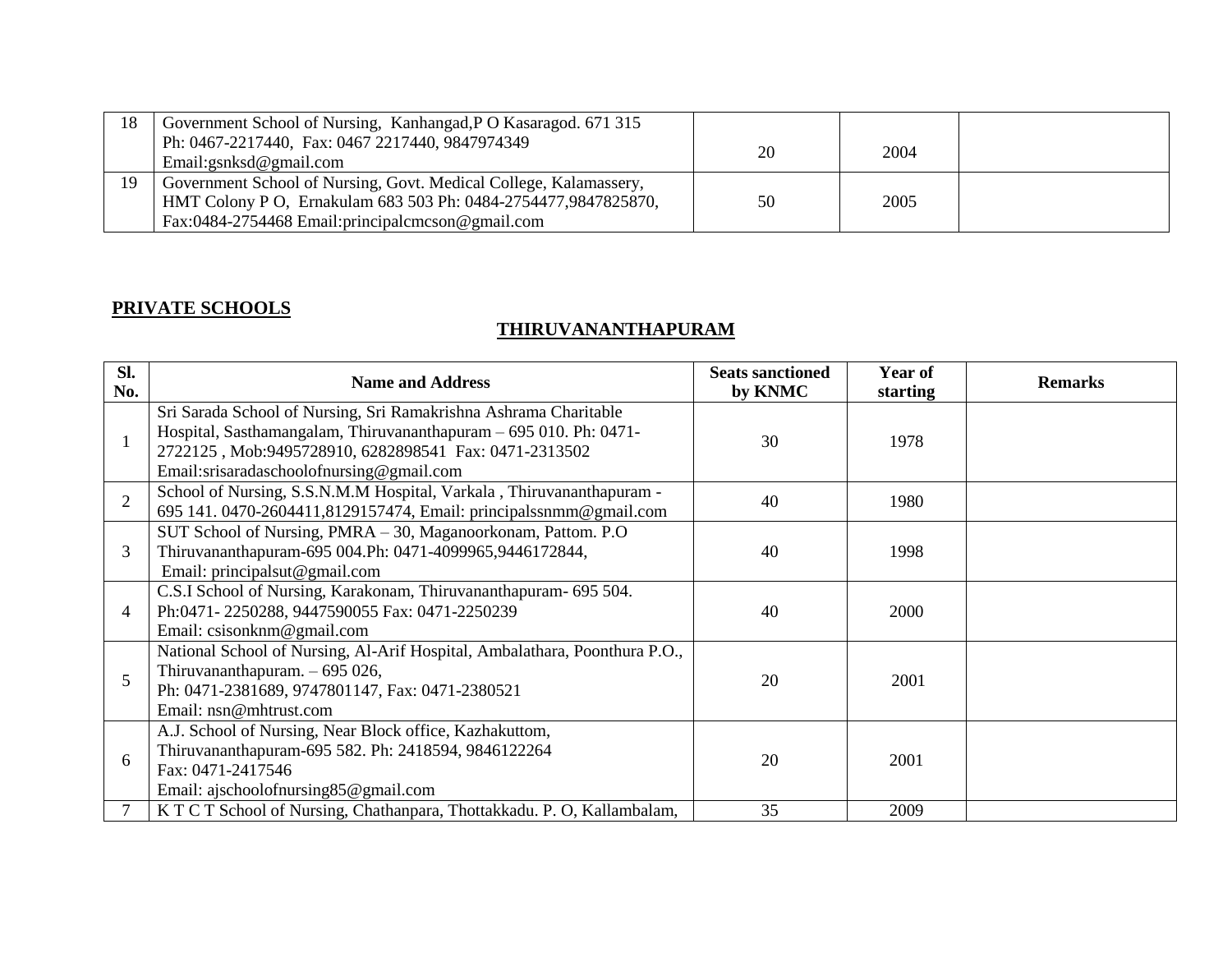| 18 | Government School of Nursing, Kanhangad,P O Kasaragod. 671 315 Ph: 0467-2217440, Fax: 0467 2217440, 9847974349 Email:gsnksd@gmail.com | 20 | 2004 | |
|---|---|---|---|---|
| 19 | Government School of Nursing, Govt. Medical College, Kalamassery, HMT Colony P O, Ernakulam 683 503 Ph: 0484-2754477,9847825870, Fax:0484-2754468 Email:principalcmcson@gmail.com | 50 | 2005 | |

**PRIVATE SCHOOLS**

**THIRUVANANTHAPURAM**

| Sl. No. | Name and Address | Seats sanctioned by KNMC | Year of starting | Remarks |
|---|---|---|---|---|
| 1 | Sri Sarada School of Nursing, Sri Ramakrishna Ashrama Charitable Hospital, Sasthamangalam, Thiruvananthapuram – 695 010. Ph: 0471-2722125 , Mob:9495728910, 6282898541 Fax: 0471-2313502 Email:srisaradaschoolofnursing@gmail.com | 30 | 1978 | |
| 2 | School of Nursing, S.S.N.M.M Hospital, Varkala , Thiruvananthapuram - 695 141. 0470-2604411,8129157474, Email: principalssnmm@gmail.com | 40 | 1980 | |
| 3 | SUT School of Nursing, PMRA – 30, Maganoorkonam, Pattom. P.O Thiruvananthapuram-695 004.Ph: 0471-4099965,9446172844, Email: principalsut@gmail.com | 40 | 1998 | |
| 4 | C.S.I School of Nursing, Karakonam, Thiruvananthapuram- 695 504. Ph:0471- 2250288, 9447590055 Fax: 0471-2250239 Email: csisonknm@gmail.com | 40 | 2000 | |
| 5 | National School of Nursing, Al-Arif Hospital, Ambalathara, Poonthura P.O., Thiruvananthapuram. – 695 026, Ph: 0471-2381689, 9747801147, Fax: 0471-2380521 Email: nsn@mhtrust.com | 20 | 2001 | |
| 6 | A.J. School of Nursing, Near Block office, Kazhakuttom, Thiruvananthapuram-695 582. Ph: 2418594, 9846122264 Fax: 0471-2417546 Email: ajschoolofnursing85@gmail.com | 20 | 2001 | |
| 7 | K T C T School of Nursing, Chathanpara, Thottakkadu. P. O, Kallambalam, | 35 | 2009 | |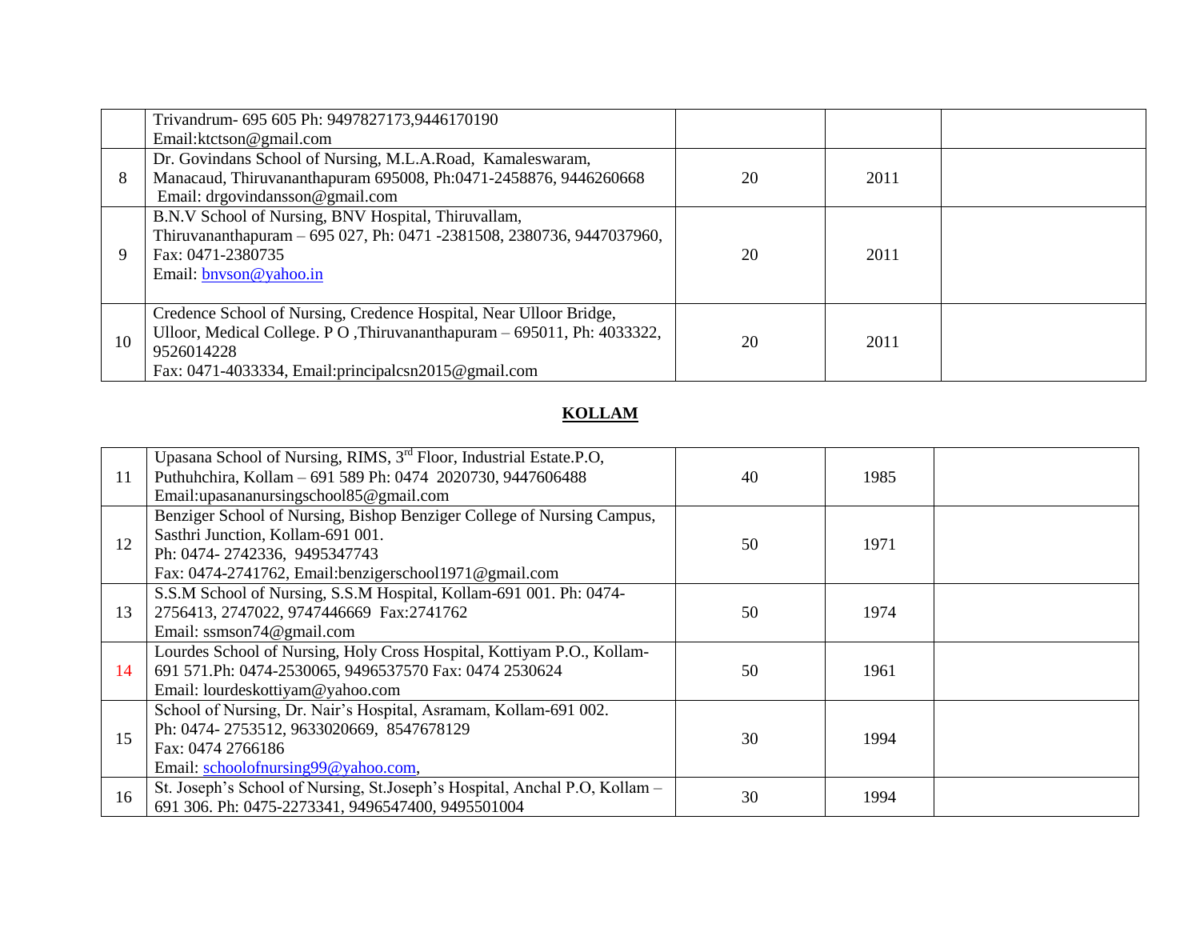| | | | | |
|---|---|---|---|---|
| | Trivandrum- 695 605 Ph: 9497827173,9446170190<br>Email:ktctson@gmail.com | | | |
| 8 | Dr. Govindans School of Nursing, M.L.A.Road, Kamaleswaram, Manacaud, Thiruvananthapuram 695008, Ph:0471-2458876, 9446260668<br>Email: drgovindansson@gmail.com | 20 | 2011 | |
| 9 | B.N.V School of Nursing, BNV Hospital, Thiruvallam, Thiruvananthapuram – 695 027, Ph: 0471 -2381508, 2380736, 9447037960, Fax: 0471-2380735<br>Email: bnvson@yahoo.in | 20 | 2011 | |
| 10 | Credence School of Nursing, Credence Hospital, Near Ulloor Bridge, Ulloor, Medical College. P O ,Thiruvananthapuram – 695011, Ph: 4033322, 9526014228<br>Fax: 0471-4033334, Email:principalcsn2015@gmail.com | 20 | 2011 | |

## KOLLAM

| | | | | |
|---|---|---|---|---|
| 11 | Upasana School of Nursing, RIMS, 3rd Floor, Industrial Estate.P.O, Puthuhchira, Kollam – 691 589 Ph: 0474 2020730, 9447606488<br>Email:upasananursingschool85@gmail.com | 40 | 1985 | |
| 12 | Benziger School of Nursing, Bishop Benziger College of Nursing Campus, Sasthri Junction, Kollam-691 001.<br>Ph: 0474- 2742336, 9495347743<br>Fax: 0474-2741762, Email:benzigerschool1971@gmail.com | 50 | 1971 | |
| 13 | S.S.M School of Nursing, S.S.M Hospital, Kollam-691 001. Ph: 0474-2756413, 2747022, 9747446669 Fax:2741762<br>Email: ssmson74@gmail.com | 50 | 1974 | |
| 14 | Lourdes School of Nursing, Holy Cross Hospital, Kottiyam P.O., Kollam-691 571.Ph: 0474-2530065, 9496537570 Fax: 0474 2530624<br>Email: lourdeskottiyam@yahoo.com | 50 | 1961 | |
| 15 | School of Nursing, Dr. Nair's Hospital, Asramam, Kollam-691 002.<br>Ph: 0474- 2753512, 9633020669, 8547678129<br>Fax: 0474 2766186<br>Email: schoolofnursing99@yahoo.com, | 30 | 1994 | |
| 16 | St. Joseph's School of Nursing, St.Joseph's Hospital, Anchal P.O, Kollam – 691 306. Ph: 0475-2273341, 9496547400, 9495501004 | 30 | 1994 | |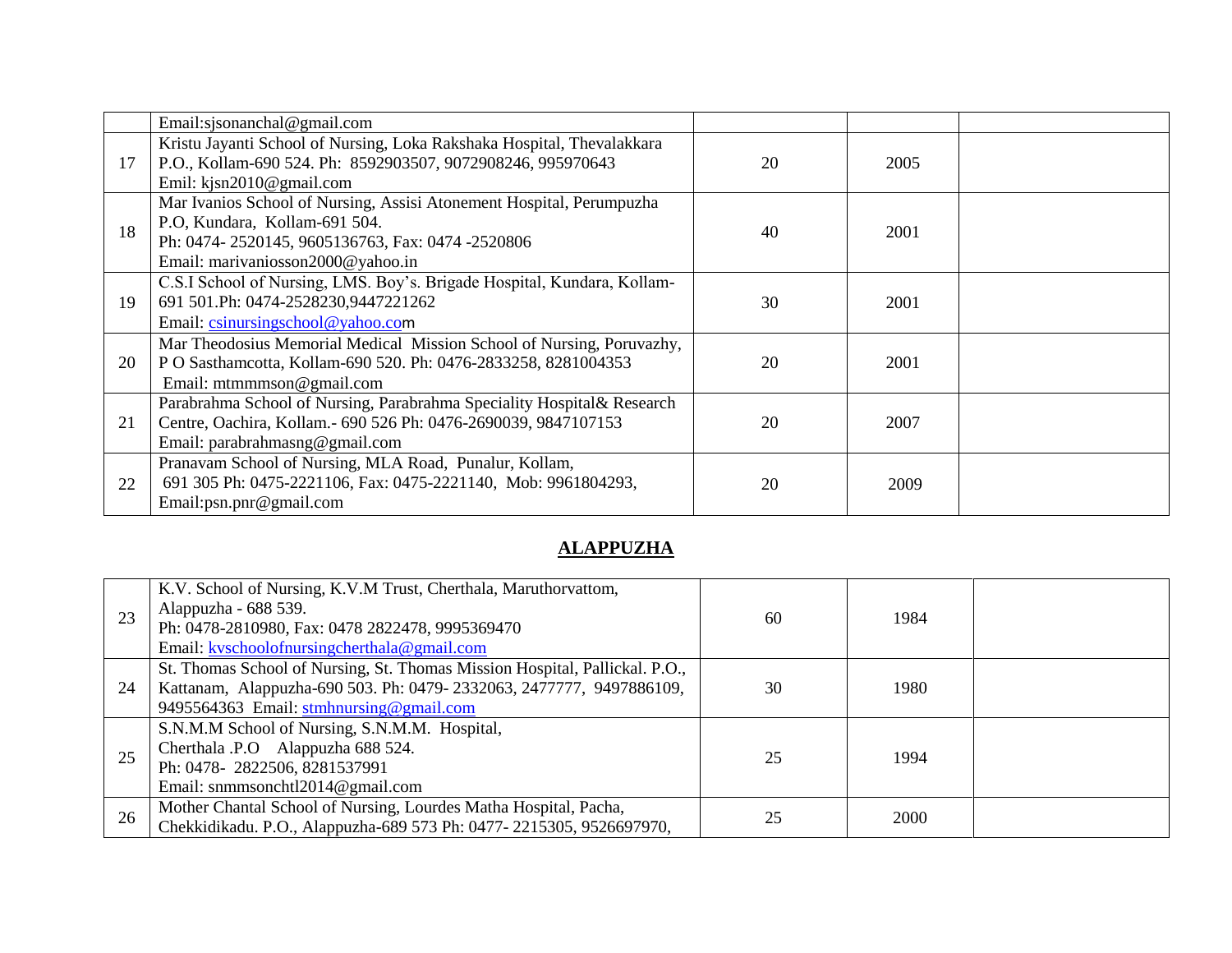| | | | | |
|---|---|---|---|---|
| | Email:sjsonanchal@gmail.com | | | |
| 17 | Kristu Jayanti School of Nursing, Loka Rakshaka Hospital, Thevalakkara P.O., Kollam-690 524. Ph: 8592903507, 9072908246, 995970643 Emil: kjsn2010@gmail.com | 20 | 2005 | |
| 18 | Mar Ivanios School of Nursing, Assisi Atonement Hospital, Perumpuzha P.O, Kundara, Kollam-691 504. Ph: 0474- 2520145, 9605136763, Fax: 0474 -2520806 Email: marivaniosson2000@yahoo.in | 40 | 2001 | |
| 19 | C.S.I School of Nursing, LMS. Boy's. Brigade Hospital, Kundara, Kollam-691 501.Ph: 0474-2528230,9447221262 Email: csinursingschool@yahoo.com | 30 | 2001 | |
| 20 | Mar Theodosius Memorial Medical Mission School of Nursing, Poruvazhy, P O Sasthamcotta, Kollam-690 520. Ph: 0476-2833258, 8281004353 Email: mtmmmson@gmail.com | 20 | 2001 | |
| 21 | Parabrahma School of Nursing, Parabrahma Speciality Hospital& Research Centre, Oachira, Kollam.- 690 526 Ph: 0476-2690039, 9847107153 Email: parabrahmasng@gmail.com | 20 | 2007 | |
| 22 | Pranavam School of Nursing, MLA Road, Punalur, Kollam, 691 305 Ph: 0475-2221106, Fax: 0475-2221140, Mob: 9961804293, Email:psn.pnr@gmail.com | 20 | 2009 | |

## ALAPPUZHA

| | | | | |
|---|---|---|---|---|
| 23 | K.V. School of Nursing, K.V.M Trust, Cherthala, Maruthorvattom, Alappuzha - 688 539. Ph: 0478-2810980, Fax: 0478 2822478, 9995369470 Email: kvschoolofnursingcherthala@gmail.com | 60 | 1984 | |
| 24 | St. Thomas School of Nursing, St. Thomas Mission Hospital, Pallickal. P.O., Kattanam, Alappuzha-690 503. Ph: 0479- 2332063, 2477777, 9497886109, 9495564363 Email: stmhnursing@gmail.com | 30 | 1980 | |
| 25 | S.N.M.M School of Nursing, S.N.M.M. Hospital, Cherthala .P.O Alappuzha 688 524. Ph: 0478- 2822506, 8281537991 Email: snmmsonchtl2014@gmail.com | 25 | 1994 | |
| 26 | Mother Chantal School of Nursing, Lourdes Matha Hospital, Pacha, Chekkidikadu. P.O., Alappuzha-689 573 Ph: 0477- 2215305, 9526697970, | 25 | 2000 | |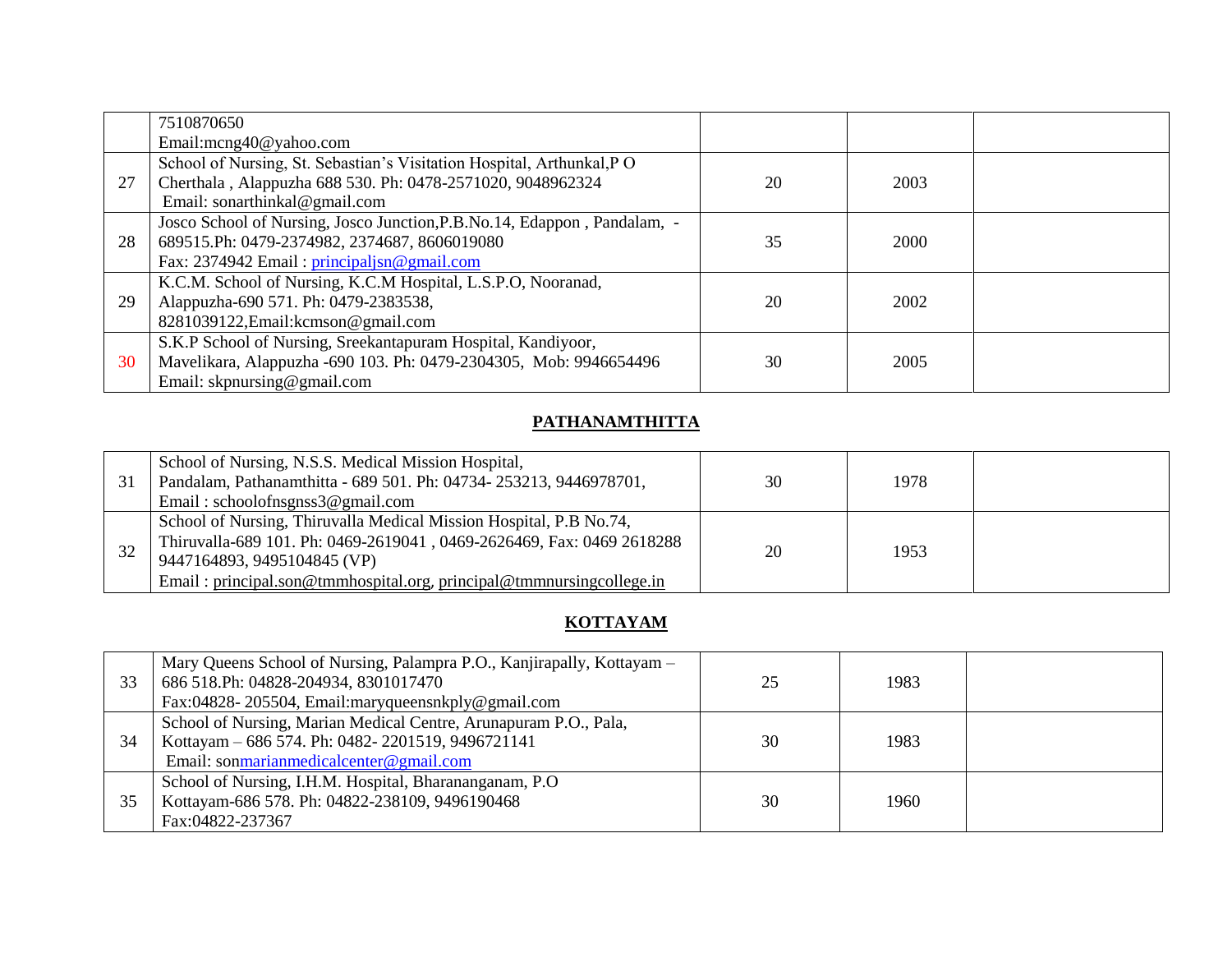| | | | | |
|---|---|---|---|---|
| | 7510870650<br>Email:mcng40@yahoo.com | | | |
| 27 | School of Nursing, St. Sebastian's Visitation Hospital, Arthunkal,P O Cherthala , Alappuzha 688 530. Ph: 0478-2571020, 9048962324<br>Email: sonarthinkal@gmail.com | 20 | 2003 | |
| 28 | Josco School of Nursing, Josco Junction,P.B.No.14, Edappon , Pandalam, - 689515.Ph: 0479-2374982, 2374687, 8606019080<br>Fax: 2374942 Email : principaljsn@gmail.com | 35 | 2000 | |
| 29 | K.C.M. School of Nursing, K.C.M Hospital, L.S.P.O, Nooranad, Alappuzha-690 571. Ph: 0479-2383538, 8281039122,Email:kcmson@gmail.com | 20 | 2002 | |
| 30 | S.K.P School of Nursing, Sreekantapuram Hospital, Kandiyoor, Mavelikara, Alappuzha -690 103. Ph: 0479-2304305, Mob: 9946654496<br>Email: skpnursing@gmail.com | 30 | 2005 | |

## PATHANAMTHITTA

| | | | | |
|---|---|---|---|---|
| 31 | School of Nursing, N.S.S. Medical Mission Hospital, Pandalam, Pathanamthitta - 689 501. Ph: 04734- 253213, 9446978701,<br>Email : schoolofnsgnss3@gmail.com | 30 | 1978 | |
| 32 | School of Nursing, Thiruvalla Medical Mission Hospital, P.B No.74, Thiruvalla-689 101. Ph: 0469-2619041 , 0469-2626469, Fax: 0469 2618288 9447164893, 9495104845 (VP)<br>Email : principal.son@tmmhospital.org, principal@tmmnursingcollege.in | 20 | 1953 | |

## KOTTAYAM

| | | | | |
|---|---|---|---|---|
| 33 | Mary Queens School of Nursing, Palampra P.O., Kanjirapally, Kottayam – 686 518.Ph: 04828-204934, 8301017470<br>Fax:04828- 205504, Email:maryqueensnkply@gmail.com | 25 | 1983 | |
| 34 | School of Nursing, Marian Medical Centre, Arunapuram P.O., Pala, Kottayam – 686 574. Ph: 0482- 2201519, 9496721141<br>Email: sonmarianmedicalcenter@gmail.com | 30 | 1983 | |
| 35 | School of Nursing, I.H.M. Hospital, Bharananganam, P.O Kottayam-686 578. Ph: 04822-238109, 9496190468<br>Fax:04822-237367 | 30 | 1960 | |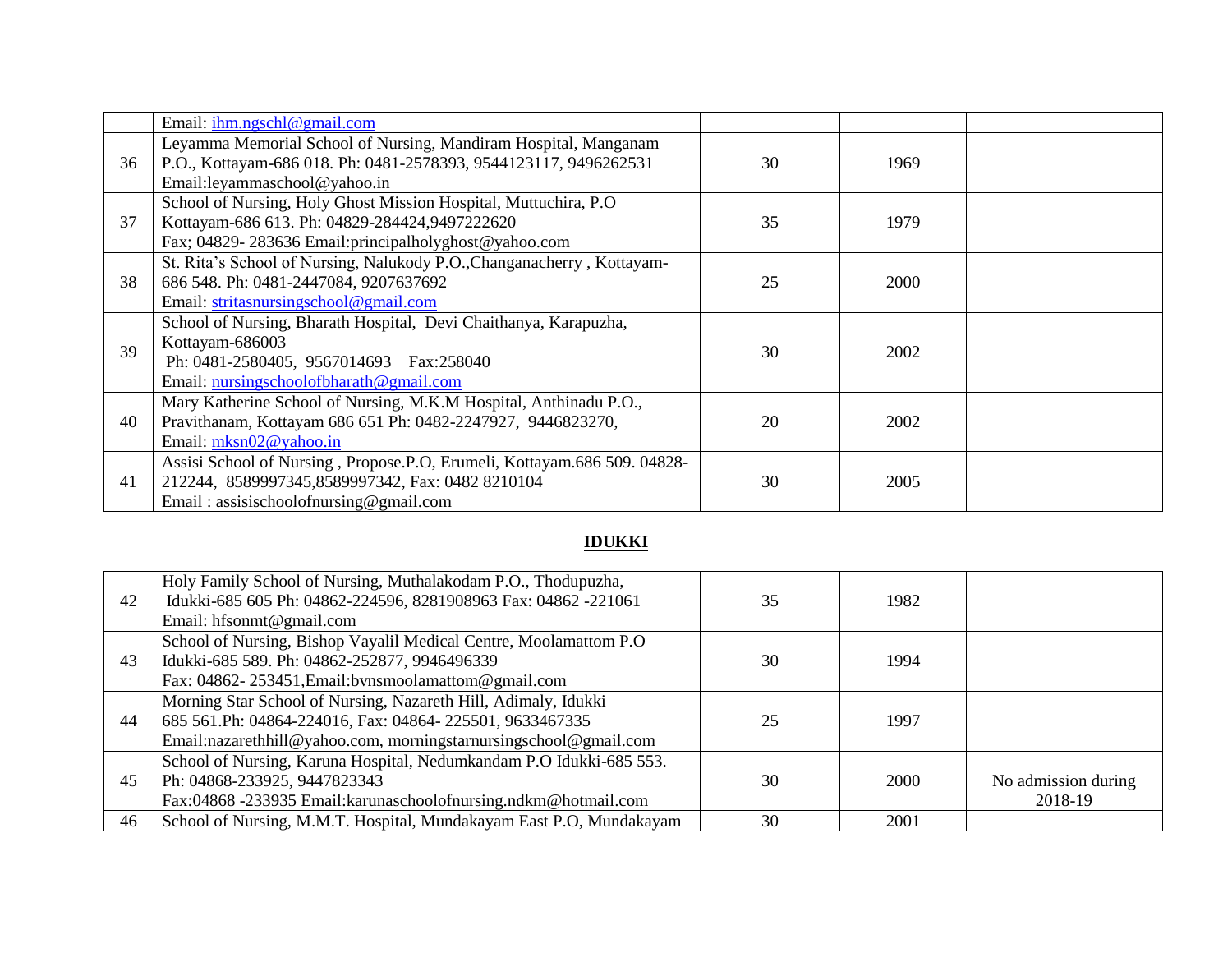| | | | | |
|---|---|---|---|---|
| | Email: ihm.ngschl@gmail.com | | | |
| 36 | Leyamma Memorial School of Nursing, Mandiram Hospital, Manganam P.O., Kottayam-686 018. Ph: 0481-2578393, 9544123117, 9496262531 Email:leyammaschool@yahoo.in | 30 | 1969 | |
| 37 | School of Nursing, Holy Ghost Mission Hospital, Muttuchira, P.O Kottayam-686 613. Ph: 04829-284424,9497222620 Fax; 04829- 283636 Email:principalholyghost@yahoo.com | 35 | 1979 | |
| 38 | St. Rita's School of Nursing, Nalukody P.O.,Changanacherry , Kottayam-686 548. Ph: 0481-2447084, 9207637692 Email: stritasnursingschool@gmail.com | 25 | 2000 | |
| 39 | School of Nursing, Bharath Hospital, Devi Chaithanya, Karapuzha, Kottayam-686003 Ph: 0481-2580405, 9567014693 Fax:258040 Email: nursingschoolofbharath@gmail.com | 30 | 2002 | |
| 40 | Mary Katherine School of Nursing, M.K.M Hospital, Anthinadu P.O., Pravithanam, Kottayam 686 651 Ph: 0482-2247927, 9446823270, Email: mksn02@yahoo.in | 20 | 2002 | |
| 41 | Assisi School of Nursing , Propose.P.O, Erumeli, Kottayam.686 509. 04828-212244, 8589997345,8589997342, Fax: 0482 8210104 Email : assisischoolofnursing@gmail.com | 30 | 2005 | |

## IDUKKI

| | | | | |
|---|---|---|---|---|
| 42 | Holy Family School of Nursing, Muthalakodam P.O., Thodupuzha, Idukki-685 605 Ph: 04862-224596, 8281908963 Fax: 04862 -221061 Email: hfsonmt@gmail.com | 35 | 1982 | |
| 43 | School of Nursing, Bishop Vayalil Medical Centre, Moolamattom P.O Idukki-685 589. Ph: 04862-252877, 9946496339 Fax: 04862- 253451,Email:bvnsmoolamattom@gmail.com | 30 | 1994 | |
| 44 | Morning Star School of Nursing, Nazareth Hill, Adimaly, Idukki 685 561.Ph: 04864-224016, Fax: 04864- 225501, 9633467335 Email:nazarethhill@yahoo.com, morningstarnursingschool@gmail.com | 25 | 1997 | |
| 45 | School of Nursing, Karuna Hospital, Nedumkandam P.O Idukki-685 553. Ph: 04868-233925, 9447823343 Fax:04868 -233935 Email:karunaschoolofnursing.ndkm@hotmail.com | 30 | 2000 | No admission during 2018-19 |
| 46 | School of Nursing, M.M.T. Hospital, Mundakayam East P.O, Mundakayam | 30 | 2001 | |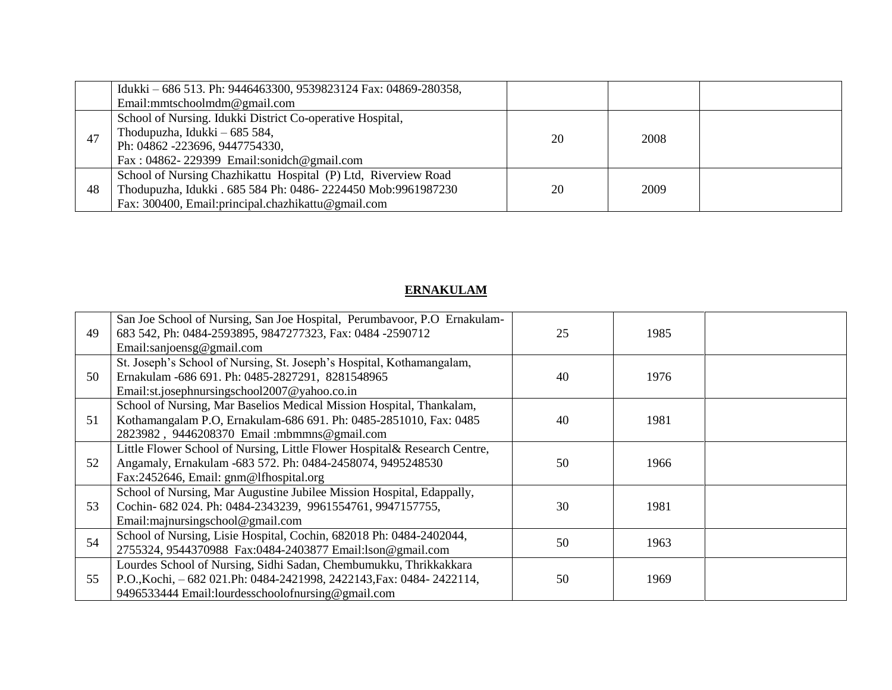| | | | | |
|---|---|---|---|---|
| | Idukki – 686 513. Ph: 9446463300, 9539823124 Fax: 04869-280358, Email:mmtschoolmdm@gmail.com | | | |
| 47 | School of Nursing. Idukki District Co-operative Hospital, Thodupuzha, Idukki – 685 584, Ph: 04862 -223696, 9447754330, Fax : 04862- 229399 Email:sonidch@gmail.com | 20 | 2008 | |
| 48 | School of Nursing Chazhikattu Hospital (P) Ltd, Riverview Road Thodupuzha, Idukki . 685 584 Ph: 0486- 2224450 Mob:9961987230 Fax: 300400, Email:principal.chazhikattu@gmail.com | 20 | 2009 | |

## ERNAKULAM

| | | | | |
|---|---|---|---|---|
| 49 | San Joe School of Nursing, San Joe Hospital, Perumbavoor, P.O Ernakulam-683 542, Ph: 0484-2593895, 9847277323, Fax: 0484 -2590712 Email:sanjoensg@gmail.com | 25 | 1985 | |
| 50 | St. Joseph's School of Nursing, St. Joseph's Hospital, Kothamangalam, Ernakulam -686 691. Ph: 0485-2827291, 8281548965 Email:st.josephnursingschool2007@yahoo.co.in | 40 | 1976 | |
| 51 | School of Nursing, Mar Baselios Medical Mission Hospital, Thankalam, Kothamangalam P.O, Ernakulam-686 691. Ph: 0485-2851010, Fax: 0485 2823982 , 9446208370 Email :mbmmns@gmail.com | 40 | 1981 | |
| 52 | Little Flower School of Nursing, Little Flower Hospital& Research Centre, Angamaly, Ernakulam -683 572. Ph: 0484-2458074, 9495248530 Fax:2452646, Email: gnm@lfhospital.org | 50 | 1966 | |
| 53 | School of Nursing, Mar Augustine Jubilee Mission Hospital, Edappally, Cochin- 682 024. Ph: 0484-2343239, 9961554761, 9947157755, Email:majnursingschool@gmail.com | 30 | 1981 | |
| 54 | School of Nursing, Lisie Hospital, Cochin, 682018 Ph: 0484-2402044, 2755324, 9544370988 Fax:0484-2403877 Email:lson@gmail.com | 50 | 1963 | |
| 55 | Lourdes School of Nursing, Sidhi Sadan, Chembumukku, Thrikkakkara P.O.,Kochi, – 682 021.Ph: 0484-2421998, 2422143,Fax: 0484- 2422114, 9496533444 Email:lourdesschoolofnursing@gmail.com | 50 | 1969 | |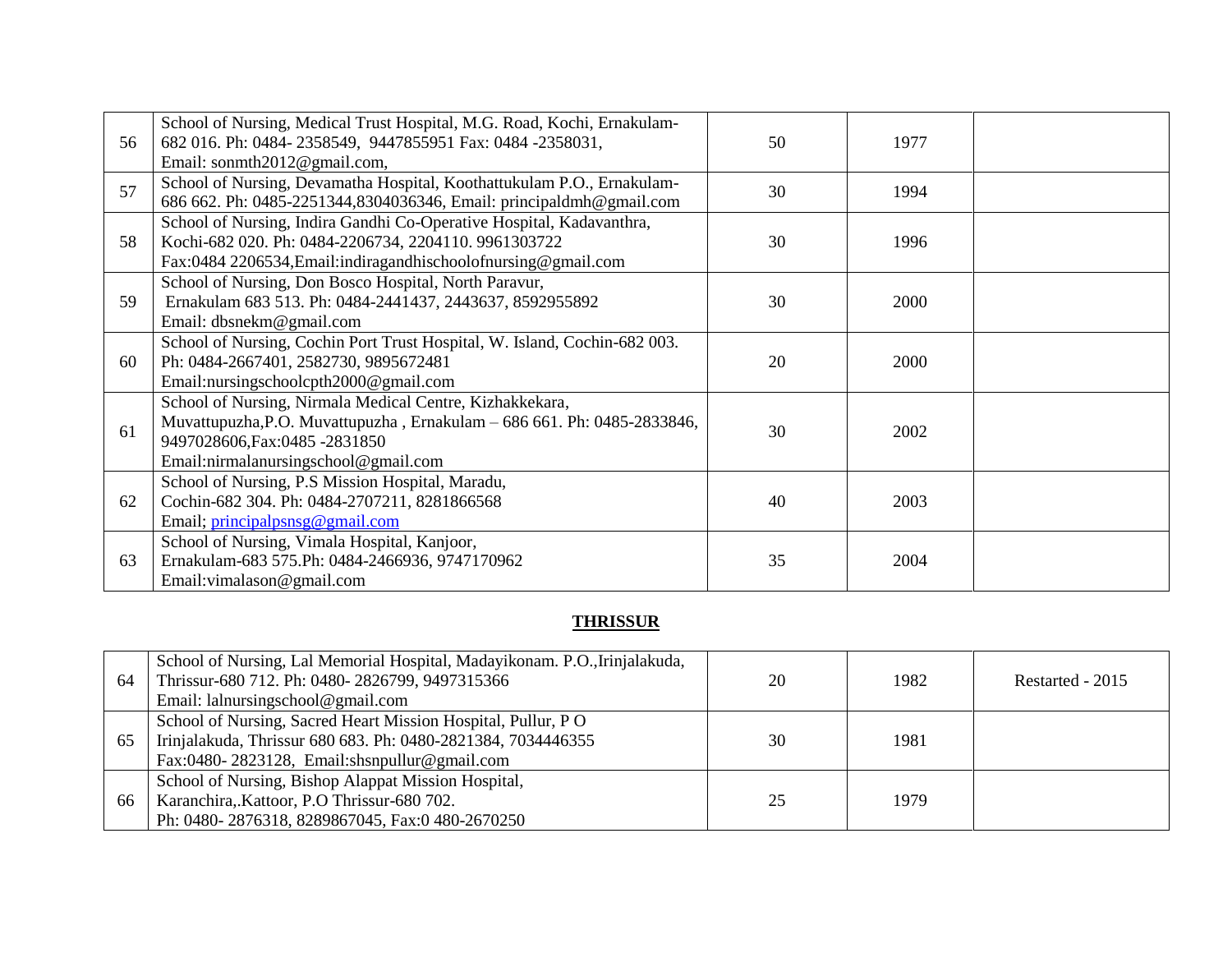| | | | | |
|---|---|---|---|---|
| 56 | School of Nursing, Medical Trust Hospital, M.G. Road, Kochi, Ernakulam-682 016. Ph: 0484- 2358549, 9447855951 Fax: 0484 -2358031, Email: sonmth2012@gmail.com, | 50 | 1977 | |
| 57 | School of Nursing, Devamatha Hospital, Koothattukulam P.O., Ernakulam-686 662. Ph: 0485-2251344,8304036346, Email: principaldmh@gmail.com | 30 | 1994 | |
| 58 | School of Nursing, Indira Gandhi Co-Operative Hospital, Kadavanthra, Kochi-682 020. Ph: 0484-2206734, 2204110. 9961303722 Fax:0484 2206534,Email:indiragandhischoolofnursing@gmail.com | 30 | 1996 | |
| 59 | School of Nursing, Don Bosco Hospital, North Paravur, Ernakulam 683 513. Ph: 0484-2441437, 2443637, 8592955892 Email: dbsnekm@gmail.com | 30 | 2000 | |
| 60 | School of Nursing, Cochin Port Trust Hospital, W. Island, Cochin-682 003. Ph: 0484-2667401, 2582730, 9895672481 Email:nursingschoolcpth2000@gmail.com | 20 | 2000 | |
| 61 | School of Nursing, Nirmala Medical Centre, Kizhakkekara, Muvattupuzha,P.O. Muvattupuzha , Ernakulam – 686 661. Ph: 0485-2833846, 9497028606,Fax:0485 -2831850 Email:nirmalanursingschool@gmail.com | 30 | 2002 | |
| 62 | School of Nursing, P.S Mission Hospital, Maradu, Cochin-682 304. Ph: 0484-2707211, 8281866568 Email; principalpsnsg@gmail.com | 40 | 2003 | |
| 63 | School of Nursing, Vimala Hospital, Kanjoor, Ernakulam-683 575.Ph: 0484-2466936, 9747170962 Email:vimalason@gmail.com | 35 | 2004 | |

## THRISSUR

| | | | | |
|---|---|---|---|---|
| 64 | School of Nursing, Lal Memorial Hospital, Madayikonam. P.O.,Irinjalakuda, Thrissur-680 712. Ph: 0480- 2826799, 9497315366 Email: lalnursingschool@gmail.com | 20 | 1982 | Restarted - 2015 |
| 65 | School of Nursing, Sacred Heart Mission Hospital, Pullur, P O Irinjalakuda, Thrissur 680 683. Ph: 0480-2821384, 7034446355 Fax:0480- 2823128, Email:shsnpullur@gmail.com | 30 | 1981 | |
| 66 | School of Nursing, Bishop Alappat Mission Hospital, Karanchira,.Kattoor, P.O Thrissur-680 702. Ph: 0480- 2876318, 8289867045, Fax:0 480-2670250 | 25 | 1979 | |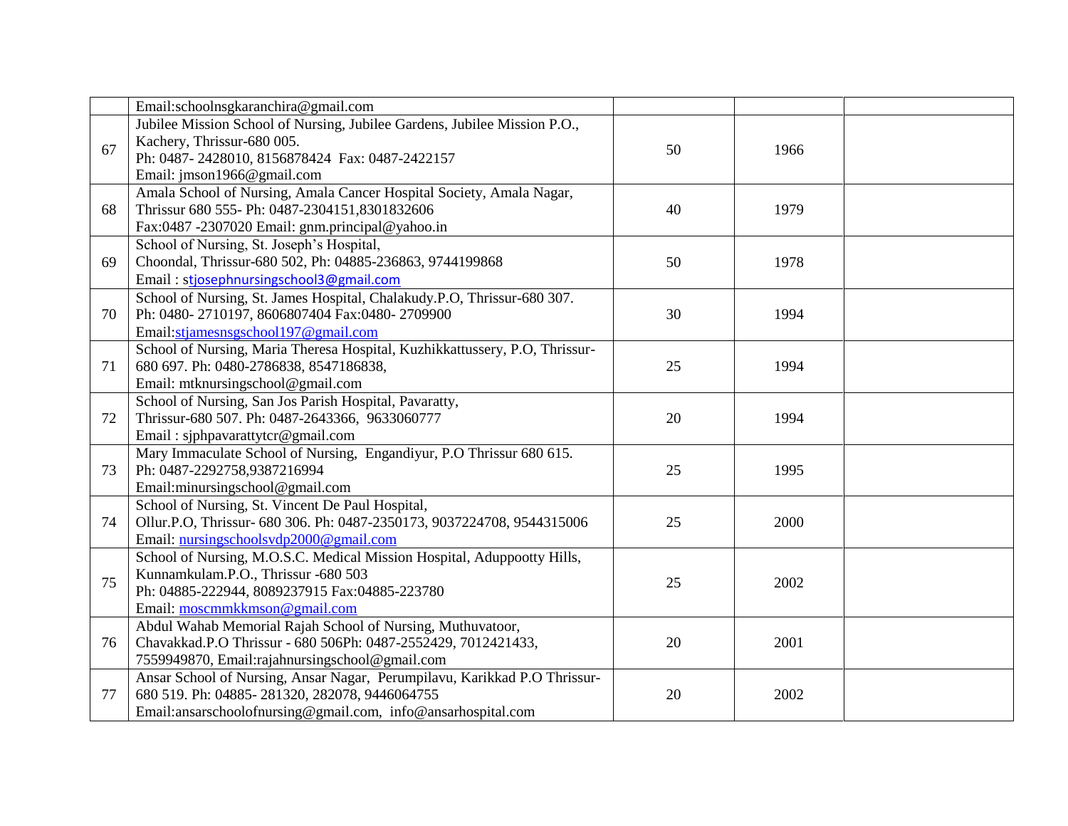|  |  |  |  |  |
|---|---|---|---|---|
|  | Email:schoolnsgkaranchira@gmail.com |  |  |  |
| 67 | Jubilee Mission School of Nursing, Jubilee Gardens, Jubilee Mission P.O., Kachery, Thrissur-680 005. Ph: 0487- 2428010, 8156878424 Fax: 0487-2422157 Email: jmson1966@gmail.com | 50 | 1966 |  |
| 68 | Amala School of Nursing, Amala Cancer Hospital Society, Amala Nagar, Thrissur 680 555- Ph: 0487-2304151,8301832606 Fax:0487 -2307020 Email: gnm.principal@yahoo.in | 40 | 1979 |  |
| 69 | School of Nursing, St. Joseph's Hospital, Choondal, Thrissur-680 502, Ph: 04885-236863, 9744199868 Email : stjosephnursingschool3@gmail.com | 50 | 1978 |  |
| 70 | School of Nursing, St. James Hospital, Chalakudy.P.O, Thrissur-680 307. Ph: 0480- 2710197, 8606807404 Fax:0480- 2709900 Email:stjamesnsgschool197@gmail.com | 30 | 1994 |  |
| 71 | School of Nursing, Maria Theresa Hospital, Kuzhikkattussery, P.O, Thrissur-680 697. Ph: 0480-2786838, 8547186838, Email: mtknursingschool@gmail.com | 25 | 1994 |  |
| 72 | School of Nursing, San Jos Parish Hospital, Pavaratty, Thrissur-680 507. Ph: 0487-2643366, 9633060777 Email : sjphpavarattytcr@gmail.com | 20 | 1994 |  |
| 73 | Mary Immaculate School of Nursing, Engandiyur, P.O Thrissur 680 615. Ph: 0487-2292758,9387216994 Email:minursingschool@gmail.com | 25 | 1995 |  |
| 74 | School of Nursing, St. Vincent De Paul Hospital, Ollur.P.O, Thrissur- 680 306. Ph: 0487-2350173, 9037224708, 9544315006 Email: nursingschoolsvdp2000@gmail.com | 25 | 2000 |  |
| 75 | School of Nursing, M.O.S.C. Medical Mission Hospital, Aduppootty Hills, Kunnamkulam.P.O., Thrissur -680 503 Ph: 04885-222944, 8089237915 Fax:04885-223780 Email: moscmmkkmson@gmail.com | 25 | 2002 |  |
| 76 | Abdul Wahab Memorial Rajah School of Nursing, Muthuvatoor, Chavakkad.P.O Thrissur - 680 506Ph: 0487-2552429, 7012421433, 7559949870, Email:rajahnursingschool@gmail.com | 20 | 2001 |  |
| 77 | Ansar School of Nursing, Ansar Nagar, Perumpilavu, Karikkad P.O Thrissur-680 519. Ph: 04885- 281320, 282078, 9446064755 Email:ansarschoolofnursing@gmail.com, info@ansarhospital.com | 20 | 2002 |  |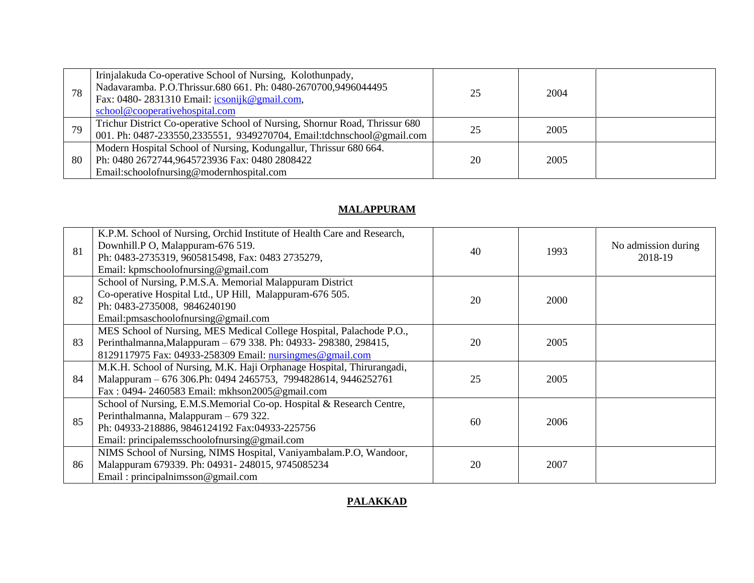| | | | | |
|---|---|---|---|---|
| 78 | Irinjalakuda Co-operative School of Nursing, Kolothunpady, Nadavaramba. P.O.Thrissur.680 661. Ph: 0480-2670700,9496044495 Fax: 0480- 2831310 Email: icsonijk@gmail.com, school@cooperativehospital.com | 25 | 2004 | |
| 79 | Trichur District Co-operative School of Nursing, Shornur Road, Thrissur 680 001. Ph: 0487-233550,2335551, 9349270704, Email:tdchnschool@gmail.com | 25 | 2005 | |
| 80 | Modern Hospital School of Nursing, Kodungallur, Thrissur 680 664. Ph: 0480 2672744,9645723936 Fax: 0480 2808422 Email:schoolofnursing@modernhospital.com | 20 | 2005 | |

## MALAPPURAM

| | | | | |
|---|---|---|---|---|
| 81 | K.P.M. School of Nursing, Orchid Institute of Health Care and Research, Downhill.P O, Malappuram-676 519. Ph: 0483-2735319, 9605815498, Fax: 0483 2735279, Email: kpmschoolofnursing@gmail.com | 40 | 1993 | No admission during 2018-19 |
| 82 | School of Nursing, P.M.S.A. Memorial Malappuram District Co-operative Hospital Ltd., UP Hill, Malappuram-676 505. Ph: 0483-2735008, 9846240190 Email:pmsaschoolofnursing@gmail.com | 20 | 2000 | |
| 83 | MES School of Nursing, MES Medical College Hospital, Palachode P.O., Perinthalmanna,Malappuram – 679 338. Ph: 04933- 298380, 298415, 8129117975 Fax: 04933-258309 Email: nursingmes@gmail.com | 20 | 2005 | |
| 84 | M.K.H. School of Nursing, M.K. Haji Orphanage Hospital, Thirurangadi, Malappuram – 676 306.Ph: 0494 2465753, 7994828614, 9446252761 Fax : 0494- 2460583 Email: mkhson2005@gmail.com | 25 | 2005 | |
| 85 | School of Nursing, E.M.S.Memorial Co-op. Hospital & Research Centre, Perinthalmanna, Malappuram – 679 322. Ph: 04933-218886, 9846124192 Fax:04933-225756 Email: principalemsschoolofnursing@gmail.com | 60 | 2006 | |
| 86 | NIMS School of Nursing, NIMS Hospital, Vaniyambalam.P.O, Wandoor, Malappuram 679339. Ph: 04931- 248015, 9745085234 Email : principalnimsson@gmail.com | 20 | 2007 | |

## PALAKKAD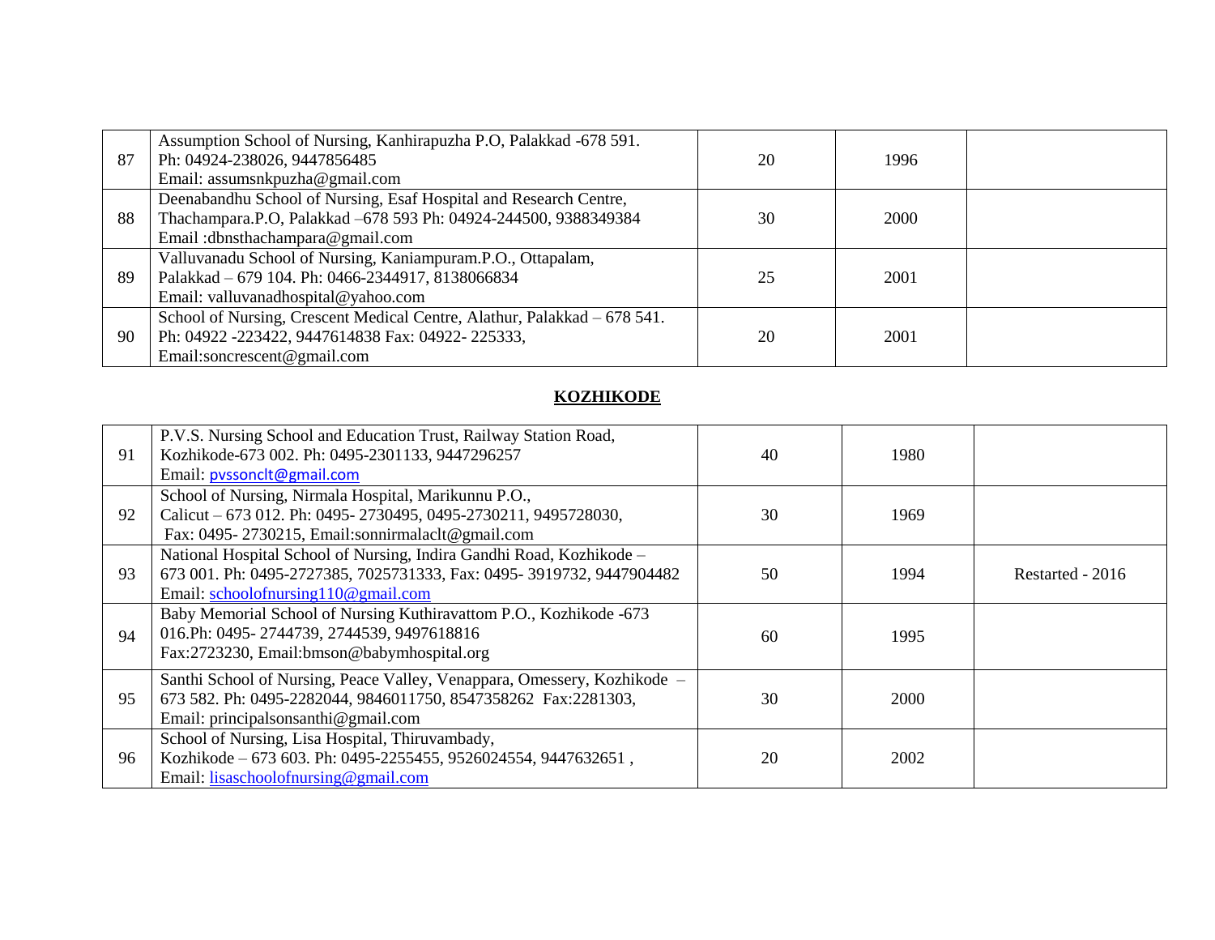| | | | | |
|---|---|---|---|---|
| 87 | Assumption School of Nursing, Kanhirapuzha P.O, Palakkad -678 591. Ph: 04924-238026, 9447856485 Email: assumsnkpuzha@gmail.com | 20 | 1996 | |
| 88 | Deenabandhu School of Nursing, Esaf Hospital and Research Centre, Thachampara.P.O, Palakkad –678 593 Ph: 04924-244500, 9388349384 Email :dbnsthachampara@gmail.com | 30 | 2000 | |
| 89 | Valluvanadu School of Nursing, Kaniampuram.P.O., Ottapalam, Palakkad – 679 104. Ph: 0466-2344917, 8138066834 Email: valluvanadhospital@yahoo.com | 25 | 2001 | |
| 90 | School of Nursing, Crescent Medical Centre, Alathur, Palakkad – 678 541. Ph: 04922 -223422, 9447614838 Fax: 04922- 225333, Email:soncrescent@gmail.com | 20 | 2001 | |

## KOZHIKODE

| | | | | |
|---|---|---|---|---|
| 91 | P.V.S. Nursing School and Education Trust, Railway Station Road, Kozhikode-673 002. Ph: 0495-2301133, 9447296257 Email: pvssonclt@gmail.com | 40 | 1980 | |
| 92 | School of Nursing, Nirmala Hospital, Marikunnu P.O., Calicut – 673 012. Ph: 0495- 2730495, 0495-2730211, 9495728030, Fax: 0495- 2730215, Email:sonnirmalaclt@gmail.com | 30 | 1969 | |
| 93 | National Hospital School of Nursing, Indira Gandhi Road, Kozhikode – 673 001. Ph: 0495-2727385, 7025731333, Fax: 0495- 3919732, 9447904482 Email: schoolofnursing110@gmail.com | 50 | 1994 | Restarted - 2016 |
| 94 | Baby Memorial School of Nursing Kuthiravattom P.O., Kozhikode -673 016.Ph: 0495- 2744739, 2744539, 9497618816 Fax:2723230, Email:bmson@babymhospital.org | 60 | 1995 | |
| 95 | Santhi School of Nursing, Peace Valley, Venappara, Omessery, Kozhikode – 673 582. Ph: 0495-2282044, 9846011750, 8547358262 Fax:2281303, Email: principalsonsanthi@gmail.com | 30 | 2000 | |
| 96 | School of Nursing, Lisa Hospital, Thiruvambady, Kozhikode – 673 603. Ph: 0495-2255455, 9526024554, 9447632651 , Email: lisaschoolofnursing@gmail.com | 20 | 2002 | |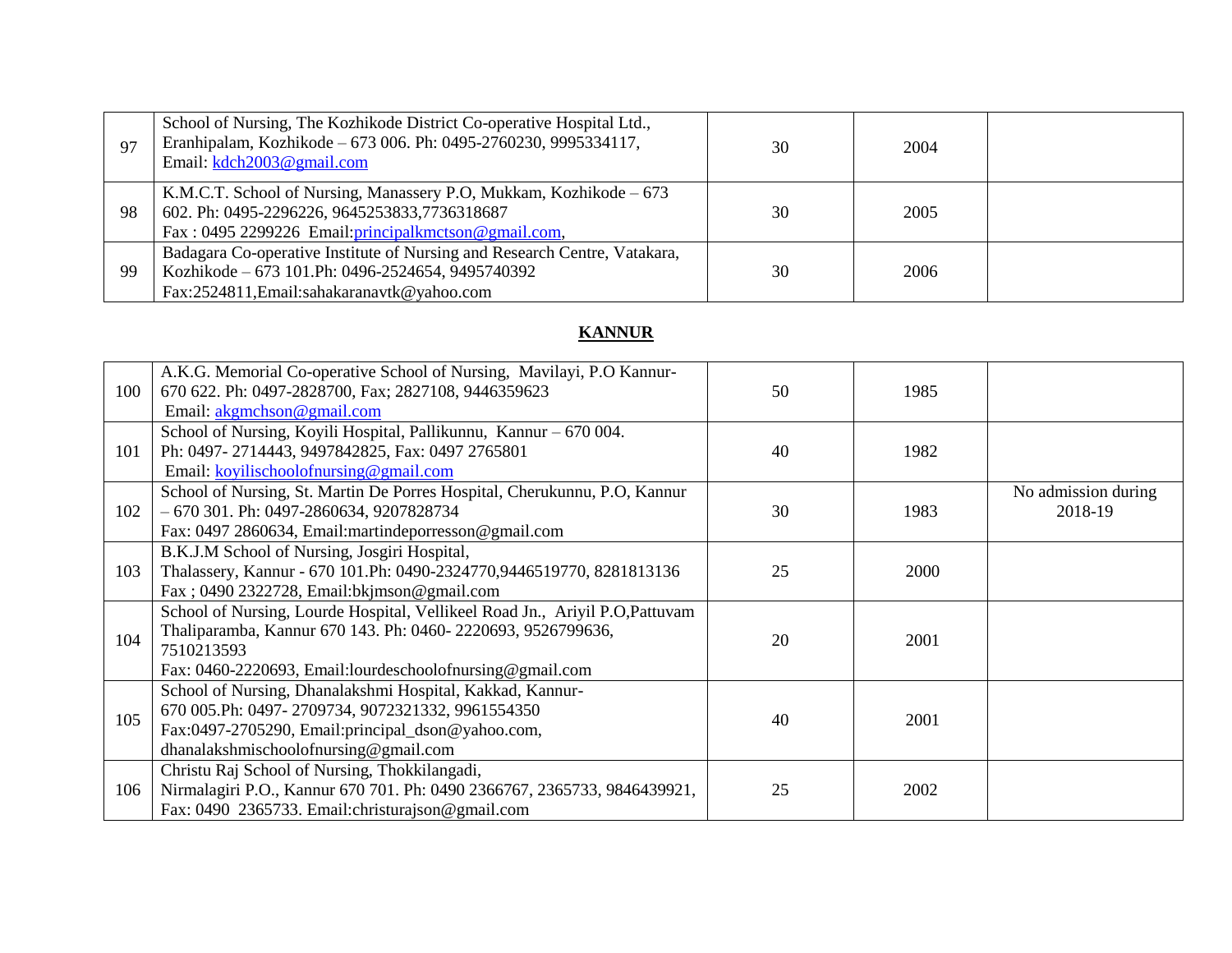| | | | | |
|---|---|---|---|---|
| 97 | School of Nursing, The Kozhikode District Co-operative Hospital Ltd., Eranhipalam, Kozhikode – 673 006. Ph: 0495-2760230, 9995334117, Email: kdch2003@gmail.com | 30 | 2004 | |
| 98 | K.M.C.T. School of Nursing, Manassery P.O, Mukkam, Kozhikode – 673 602. Ph: 0495-2296226, 9645253833,7736318687 Fax : 0495 2299226 Email:principalkmctson@gmail.com, | 30 | 2005 | |
| 99 | Badagara Co-operative Institute of Nursing and Research Centre, Vatakara, Kozhikode – 673 101.Ph: 0496-2524654, 9495740392 Fax:2524811,Email:sahakaranavtk@yahoo.com | 30 | 2006 | |

## KANNUR

| | | | | |
|---|---|---|---|---|
| 100 | A.K.G. Memorial Co-operative School of Nursing, Mavilayi, P.O Kannur-670 622. Ph: 0497-2828700, Fax; 2827108, 9446359623 Email: akgmchson@gmail.com | 50 | 1985 | |
| 101 | School of Nursing, Koyili Hospital, Pallikunnu, Kannur – 670 004. Ph: 0497- 2714443, 9497842825, Fax: 0497 2765801 Email: koyilischoolofnursing@gmail.com | 40 | 1982 | |
| 102 | School of Nursing, St. Martin De Porres Hospital, Cherukunnu, P.O, Kannur – 670 301. Ph: 0497-2860634, 9207828734 Fax: 0497 2860634, Email:martindeporresson@gmail.com | 30 | 1983 | No admission during 2018-19 |
| 103 | B.K.J.M School of Nursing, Josgiri Hospital, Thalassery, Kannur - 670 101.Ph: 0490-2324770,9446519770, 8281813136 Fax ; 0490 2322728, Email:bkjmson@gmail.com | 25 | 2000 | |
| 104 | School of Nursing, Lourde Hospital, Vellikeel Road Jn., Ariyil P.O,Pattuvam Thaliparamba, Kannur 670 143. Ph: 0460- 2220693, 9526799636, 7510213593 Fax: 0460-2220693, Email:lourdeschoolofnursing@gmail.com | 20 | 2001 | |
| 105 | School of Nursing, Dhanalakshmi Hospital, Kakkad, Kannur-670 005.Ph: 0497- 2709734, 9072321332, 9961554350 Fax:0497-2705290, Email:principal_dson@yahoo.com, dhanalakshmischoolofnursing@gmail.com | 40 | 2001 | |
| 106 | Christu Raj School of Nursing, Thokkilangadi, Nirmalagiri P.O., Kannur 670 701. Ph: 0490 2366767, 2365733, 9846439921, Fax: 0490 2365733. Email:christurajson@gmail.com | 25 | 2002 | |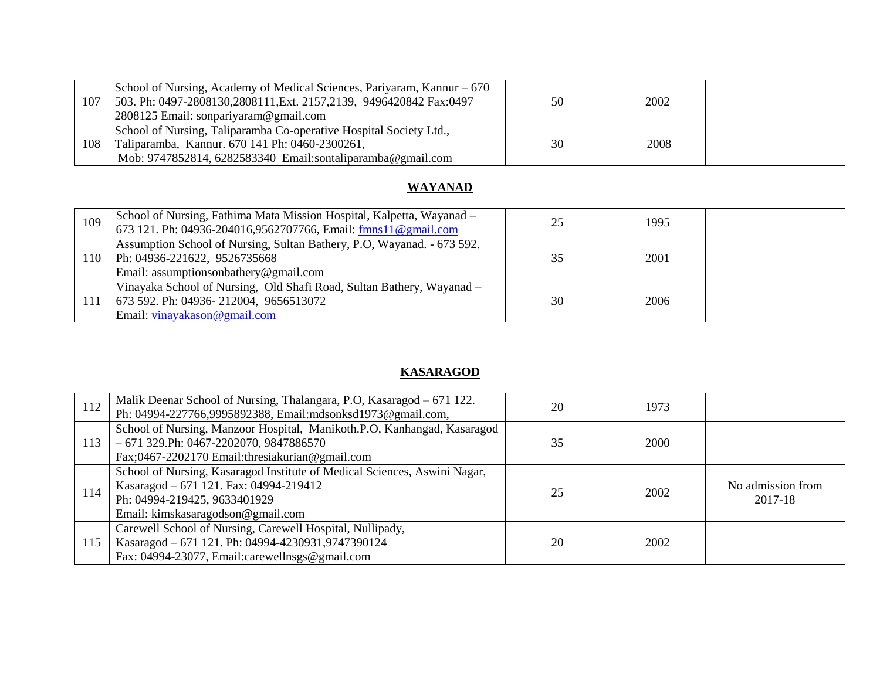| | | | | |
|---|---|---|---|---|
| 107 | School of Nursing, Academy of Medical Sciences, Pariyaram, Kannur – 670 503. Ph: 0497-2808130,2808111,Ext. 2157,2139, 9496420842 Fax:0497 2808125 Email: sonpariyaram@gmail.com | 50 | 2002 | |
| 108 | School of Nursing, Taliparamba Co-operative Hospital Society Ltd., Taliparamba, Kannur. 670 141 Ph: 0460-2300261, Mob: 9747852814, 6282583340 Email:sontaliparamba@gmail.com | 30 | 2008 | |

## WAYANAD

| | | | | |
|---|---|---|---|---|
| 109 | School of Nursing, Fathima Mata Mission Hospital, Kalpetta, Wayanad – 673 121. Ph: 04936-204016,9562707766, Email: fmns11@gmail.com | 25 | 1995 | |
| 110 | Assumption School of Nursing, Sultan Bathery, P.O, Wayanad. - 673 592. Ph: 04936-221622, 9526735668 Email: assumptionsonbathery@gmail.com | 35 | 2001 | |
| 111 | Vinayaka School of Nursing, Old Shafi Road, Sultan Bathery, Wayanad – 673 592. Ph: 04936- 212004, 9656513072 Email: vinayakason@gmail.com | 30 | 2006 | |

## KASARAGOD

| | | | | |
|---|---|---|---|---|
| 112 | Malik Deenar School of Nursing, Thalangara, P.O, Kasaragod – 671 122. Ph: 04994-227766,9995892388, Email:mdsonksd1973@gmail.com, | 20 | 1973 | |
| 113 | School of Nursing, Manzoor Hospital, Manikoth.P.O, Kanhangad, Kasaragod – 671 329.Ph: 0467-2202070, 9847886570 Fax;0467-2202170 Email:thresiakurian@gmail.com | 35 | 2000 | |
| 114 | School of Nursing, Kasaragod Institute of Medical Sciences, Aswini Nagar, Kasaragod – 671 121. Fax: 04994-219412 Ph: 04994-219425, 9633401929 Email: kimskasaragodson@gmail.com | 25 | 2002 | No admission from 2017-18 |
| 115 | Carewell School of Nursing, Carewell Hospital, Nullipady, Kasaragod – 671 121. Ph: 04994-4230931,9747390124 Fax: 04994-23077, Email:carewellnsgs@gmail.com | 20 | 2002 | |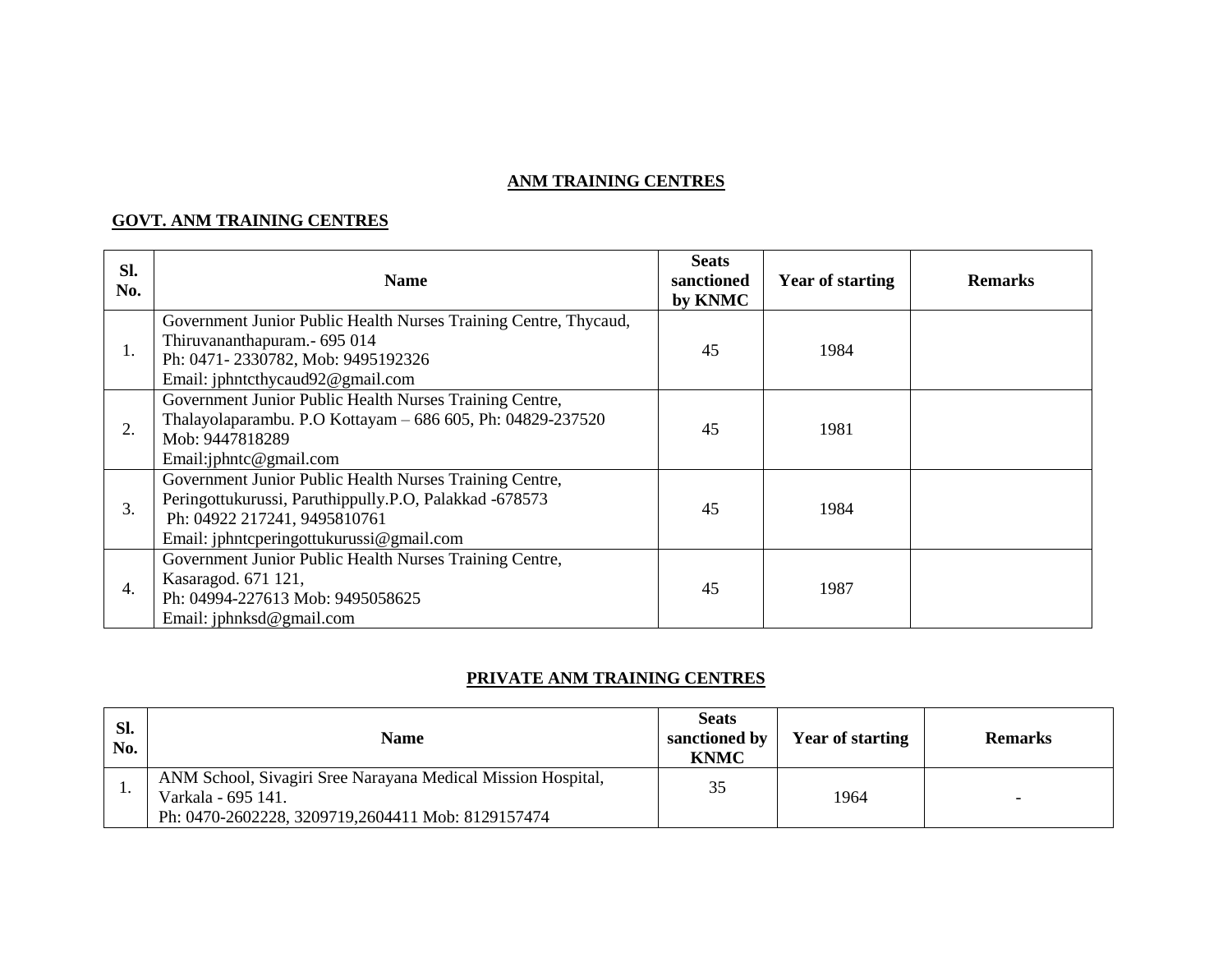## ANM TRAINING CENTRES

### GOVT. ANM TRAINING CENTRES

| Sl. No. | Name | Seats sanctioned by KNMC | Year of starting | Remarks |
|---|---|---|---|---|
| 1. | Government Junior Public Health Nurses Training Centre, Thycaud, Thiruvananthapuram.- 695 014<br>Ph: 0471- 2330782, Mob: 9495192326<br>Email: jphntcthycaud92@gmail.com | 45 | 1984 | |
| 2. | Government Junior Public Health Nurses Training Centre, Thalayolaparambu. P.O Kottayam – 686 605, Ph: 04829-237520<br>Mob: 9447818289<br>Email:jphntc@gmail.com | 45 | 1981 | |
| 3. | Government Junior Public Health Nurses Training Centre, Peringottukurussi, Paruthippully.P.O, Palakkad -678573<br>Ph: 04922 217241, 9495810761<br>Email: jphntcperingottukurussi@gmail.com | 45 | 1984 | |
| 4. | Government Junior Public Health Nurses Training Centre, Kasaragod. 671 121,<br>Ph: 04994-227613 Mob: 9495058625<br>Email: jphnksd@gmail.com | 45 | 1987 | |

### PRIVATE ANM TRAINING CENTRES

| Sl. No. | Name | Seats sanctioned by KNMC | Year of starting | Remarks |
|---|---|---|---|---|
| 1. | ANM School, Sivagiri Sree Narayana Medical Mission Hospital, Varkala - 695 141.<br>Ph: 0470-2602228, 3209719,2604411 Mob: 8129157474 | 35 | 1964 | - |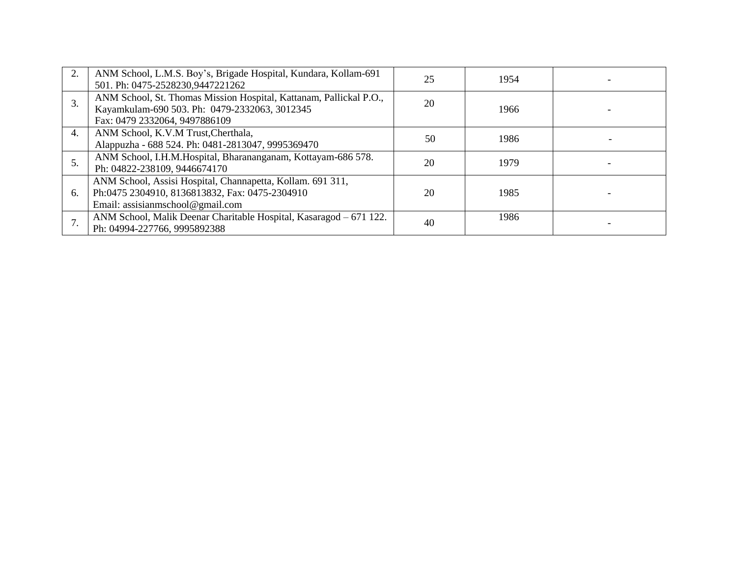| | | | | |
|---|---|---|---|---|
| 2. | ANM School, L.M.S. Boy's, Brigade Hospital, Kundara, Kollam-691 501. Ph: 0475-2528230,9447221262 | 25 | 1954 | - |
| 3. | ANM School, St. Thomas Mission Hospital, Kattanam, Pallickal P.O., Kayamkulam-690 503. Ph: 0479-2332063, 3012345 Fax: 0479 2332064, 9497886109 | 20 | 1966 | - |
| 4. | ANM School, K.V.M Trust,Cherthala, Alappuzha - 688 524. Ph: 0481-2813047, 9995369470 | 50 | 1986 | - |
| 5. | ANM School, I.H.M.Hospital, Bharananganam, Kottayam-686 578. Ph: 04822-238109, 9446674170 | 20 | 1979 | - |
| 6. | ANM School, Assisi Hospital, Channapetta, Kollam. 691 311, Ph:0475 2304910, 8136813832, Fax: 0475-2304910 Email: assisianmschool@gmail.com | 20 | 1985 | - |
| 7. | ANM School, Malik Deenar Charitable Hospital, Kasaragod – 671 122. Ph: 04994-227766, 9995892388 | 40 | 1986 | - |